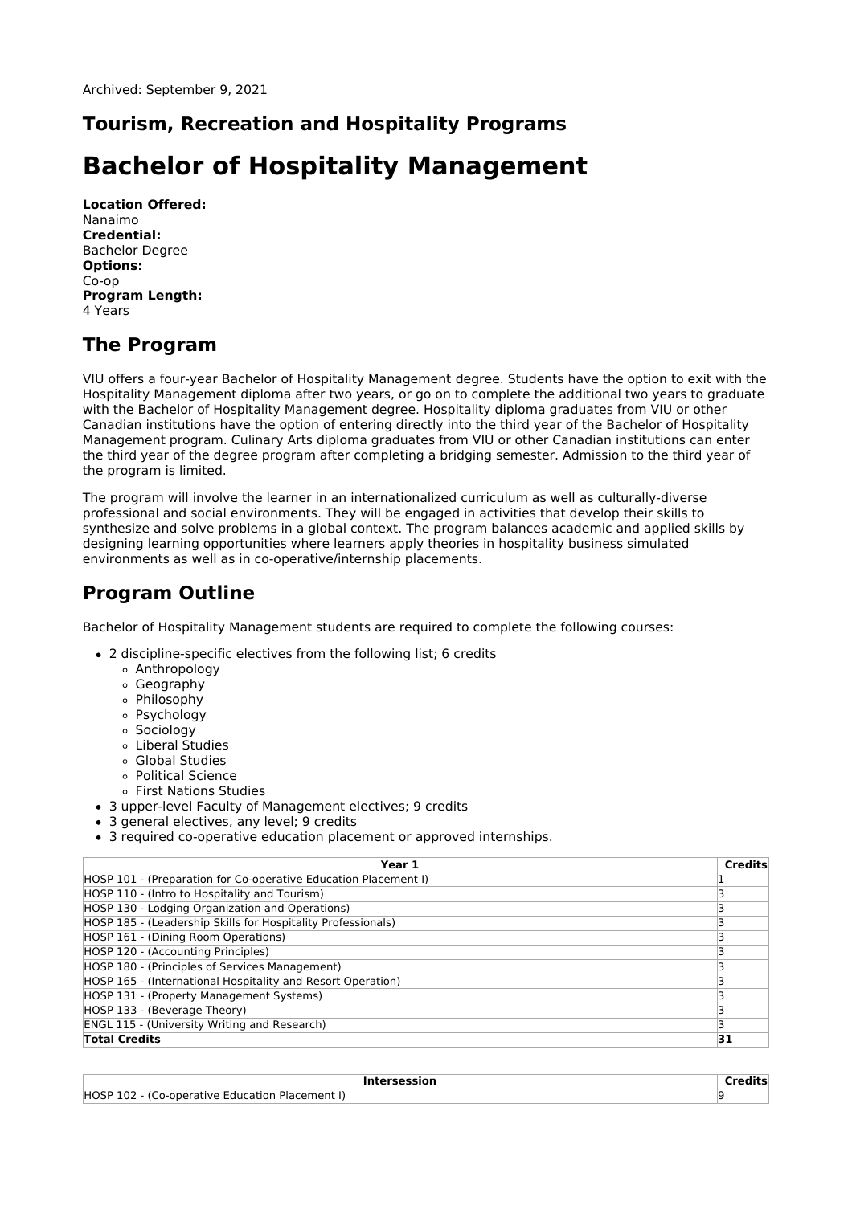Archived: September 9, 2021

## Tourism, Recreation and Hospitality Programs

# Bachelor of Hospitality Management

**Location Offered:**
Nanaimo
**Credential:**
Bachelor Degree
**Options:**
Co-op
**Program Length:**
4 Years

## The Program

VIU offers a four-year Bachelor of Hospitality Management degree. Students have the option to exit with the Hospitality Management diploma after two years, or go on to complete the additional two years to graduate with the Bachelor of Hospitality Management degree. Hospitality diploma graduates from VIU or other Canadian institutions have the option of entering directly into the third year of the Bachelor of Hospitality Management program. Culinary Arts diploma graduates from VIU or other Canadian institutions can enter the third year of the degree program after completing a bridging semester. Admission to the third year of the program is limited.

The program will involve the learner in an internationalized curriculum as well as culturally-diverse professional and social environments. They will be engaged in activities that develop their skills to synthesize and solve problems in a global context. The program balances academic and applied skills by designing learning opportunities where learners apply theories in hospitality business simulated environments as well as in co-operative/internship placements.

## Program Outline

Bachelor of Hospitality Management students are required to complete the following courses:

- 2 discipline-specific electives from the following list; 6 credits
  - Anthropology
  - Geography
  - Philosophy
  - Psychology
  - Sociology
  - Liberal Studies
  - Global Studies
  - Political Science
  - First Nations Studies
- 3 upper-level Faculty of Management electives; 9 credits
- 3 general electives, any level; 9 credits
- 3 required co-operative education placement or approved internships.

| Year 1 | Credits |
|---|---|
| HOSP 101 - (Preparation for Co-operative Education Placement I) | 1 |
| HOSP 110 - (Intro to Hospitality and Tourism) | 3 |
| HOSP 130 - Lodging Organization and Operations) | 3 |
| HOSP 185 - (Leadership Skills for Hospitality Professionals) | 3 |
| HOSP 161 - (Dining Room Operations) | 3 |
| HOSP 120 - (Accounting Principles) | 3 |
| HOSP 180 - (Principles of Services Management) | 3 |
| HOSP 165 - (International Hospitality and Resort Operation) | 3 |
| HOSP 131 - (Property Management Systems) | 3 |
| HOSP 133 - (Beverage Theory) | 3 |
| ENGL 115 - (University Writing and Research) | 3 |
| **Total Credits** | **31** |

| Intersession | Credits |
|---|---|
| HOSP 102 - (Co-operative Education Placement I) | 9 |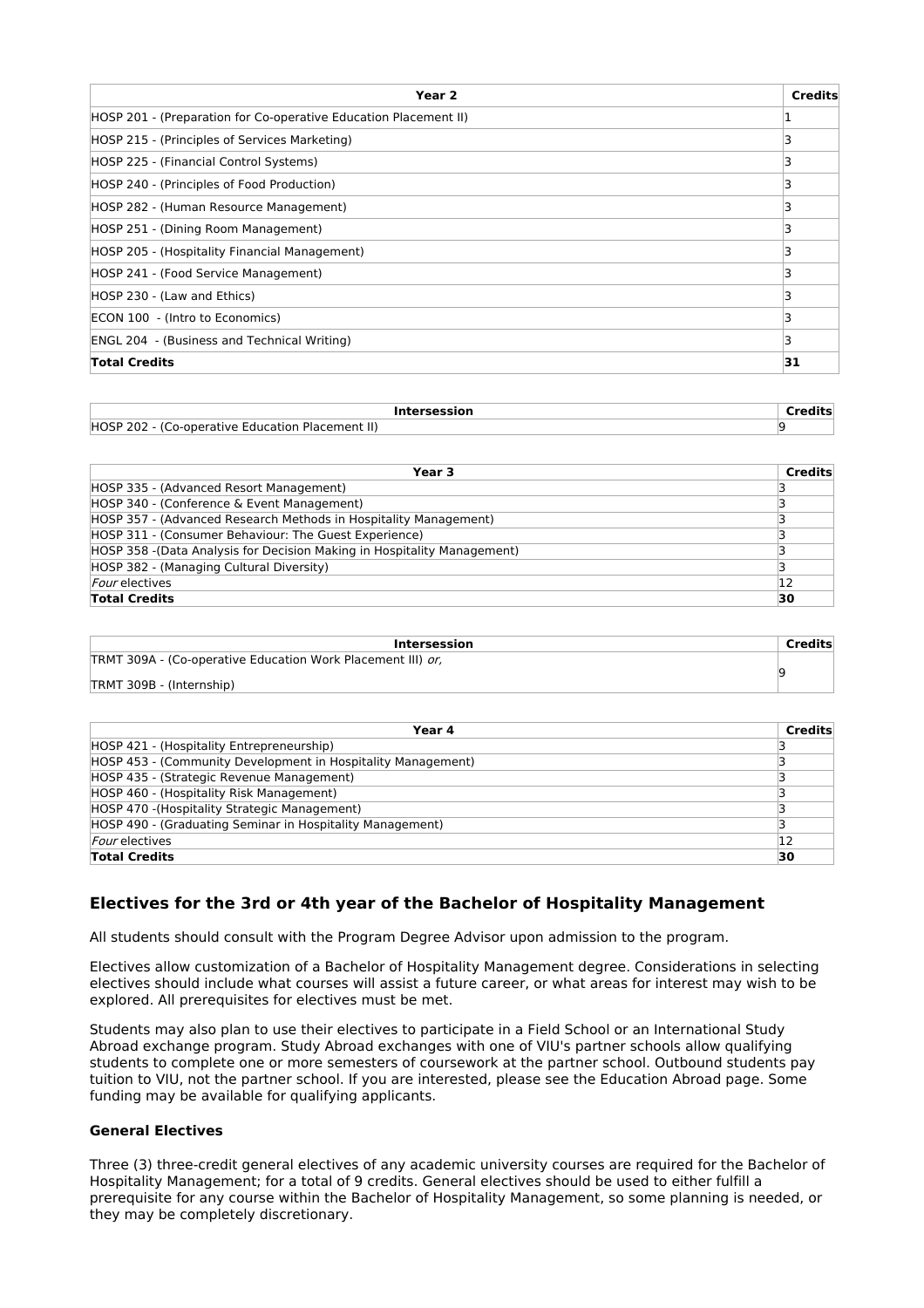| Year 2 | Credits |
|---|---|
| HOSP 201 - (Preparation for Co-operative Education Placement II) | 1 |
| HOSP 215 - (Principles of Services Marketing) | 3 |
| HOSP 225 - (Financial Control Systems) | 3 |
| HOSP 240 - (Principles of Food Production) | 3 |
| HOSP 282 - (Human Resource Management) | 3 |
| HOSP 251 - (Dining Room Management) | 3 |
| HOSP 205 - (Hospitality Financial Management) | 3 |
| HOSP 241 - (Food Service Management) | 3 |
| HOSP 230 - (Law and Ethics) | 3 |
| ECON 100 - (Intro to Economics) | 3 |
| ENGL 204 - (Business and Technical Writing) | 3 |
| **Total Credits** | **31** |

| Intersession | Credits |
|---|---|
| HOSP 202 - (Co-operative Education Placement II) | 9 |

| Year 3 | Credits |
|---|---|
| HOSP 335 - (Advanced Resort Management) | 3 |
| HOSP 340 - (Conference & Event Management) | 3 |
| HOSP 357 - (Advanced Research Methods in Hospitality Management) | 3 |
| HOSP 311 - (Consumer Behaviour: The Guest Experience) | 3 |
| HOSP 358 -(Data Analysis for Decision Making in Hospitality Management) | 3 |
| HOSP 382 - (Managing Cultural Diversity) | 3 |
| *Four* electives | 12 |
| **Total Credits** | **30** |

| Intersession | Credits |
|---|---|
| TRMT 309A - (Co-operative Education Work Placement III) *or,* TRMT 309B - (Internship) | 9 |

| Year 4 | Credits |
|---|---|
| HOSP 421 - (Hospitality Entrepreneurship) | 3 |
| HOSP 453 - (Community Development in Hospitality Management) | 3 |
| HOSP 435 - (Strategic Revenue Management) | 3 |
| HOSP 460 - (Hospitality Risk Management) | 3 |
| HOSP 470 -(Hospitality Strategic Management) | 3 |
| HOSP 490 - (Graduating Seminar in Hospitality Management) | 3 |
| *Four* electives | 12 |
| **Total Credits** | **30** |

## Electives for the 3rd or 4th year of the Bachelor of Hospitality Management

All students should consult with the Program Degree Advisor upon admission to the program.

Electives allow customization of a Bachelor of Hospitality Management degree. Considerations in selecting electives should include what courses will assist a future career, or what areas for interest may wish to be explored. All prerequisites for electives must be met.

Students may also plan to use their electives to participate in a Field School or an International Study Abroad exchange program. Study Abroad exchanges with one of VIU's partner schools allow qualifying students to complete one or more semesters of coursework at the partner school. Outbound students pay tuition to VIU, not the partner school. If you are interested, please see the Education Abroad page. Some funding may be available for qualifying applicants.

### General Electives

Three (3) three-credit general electives of any academic university courses are required for the Bachelor of Hospitality Management; for a total of 9 credits. General electives should be used to either fulfill a prerequisite for any course within the Bachelor of Hospitality Management, so some planning is needed, or they may be completely discretionary.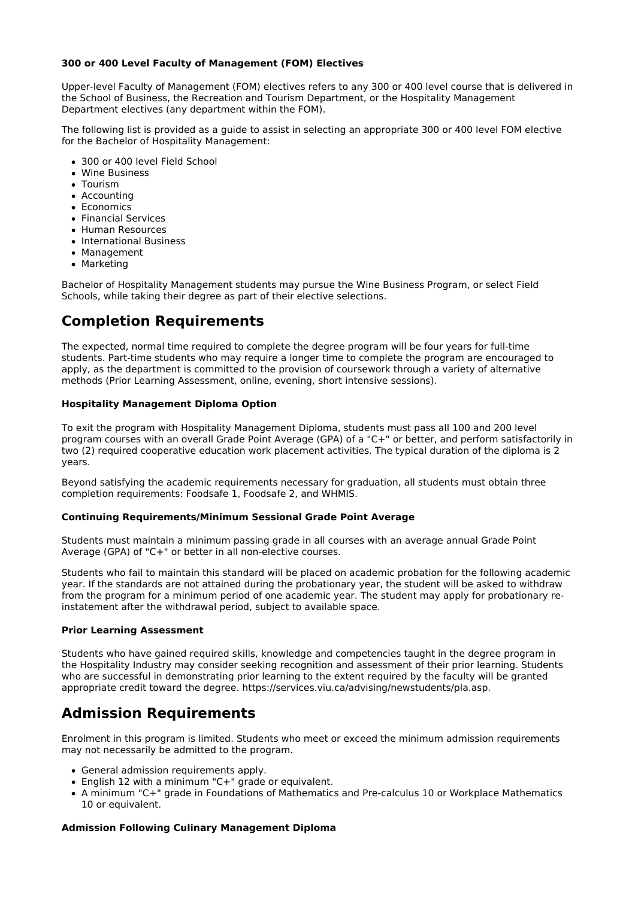### 300 or 400 Level Faculty of Management (FOM) Electives

Upper-level Faculty of Management (FOM) electives refers to any 300 or 400 level course that is delivered in the School of Business, the Recreation and Tourism Department, or the Hospitality Management Department electives (any department within the FOM).

The following list is provided as a guide to assist in selecting an appropriate 300 or 400 level FOM elective for the Bachelor of Hospitality Management:

- 300 or 400 level Field School
- Wine Business
- Tourism
- Accounting
- Economics
- Financial Services
- Human Resources
- International Business
- Management
- Marketing

Bachelor of Hospitality Management students may pursue the Wine Business Program, or select Field Schools, while taking their degree as part of their elective selections.

## Completion Requirements

The expected, normal time required to complete the degree program will be four years for full-time students. Part-time students who may require a longer time to complete the program are encouraged to apply, as the department is committed to the provision of coursework through a variety of alternative methods (Prior Learning Assessment, online, evening, short intensive sessions).

### Hospitality Management Diploma Option

To exit the program with Hospitality Management Diploma, students must pass all 100 and 200 level program courses with an overall Grade Point Average (GPA) of a "C+" or better, and perform satisfactorily in two (2) required cooperative education work placement activities. The typical duration of the diploma is 2 years.

Beyond satisfying the academic requirements necessary for graduation, all students must obtain three completion requirements: Foodsafe 1, Foodsafe 2, and WHMIS.

### Continuing Requirements/Minimum Sessional Grade Point Average

Students must maintain a minimum passing grade in all courses with an average annual Grade Point Average (GPA) of "C+" or better in all non-elective courses.

Students who fail to maintain this standard will be placed on academic probation for the following academic year. If the standards are not attained during the probationary year, the student will be asked to withdraw from the program for a minimum period of one academic year. The student may apply for probationary re-instatement after the withdrawal period, subject to available space.

### Prior Learning Assessment

Students who have gained required skills, knowledge and competencies taught in the degree program in the Hospitality Industry may consider seeking recognition and assessment of their prior learning. Students who are successful in demonstrating prior learning to the extent required by the faculty will be granted appropriate credit toward the degree. https://services.viu.ca/advising/newstudents/pla.asp.

## Admission Requirements

Enrolment in this program is limited. Students who meet or exceed the minimum admission requirements may not necessarily be admitted to the program.

- General admission requirements apply.
- English 12 with a minimum "C+" grade or equivalent.
- A minimum "C+" grade in Foundations of Mathematics and Pre-calculus 10 or Workplace Mathematics 10 or equivalent.

### Admission Following Culinary Management Diploma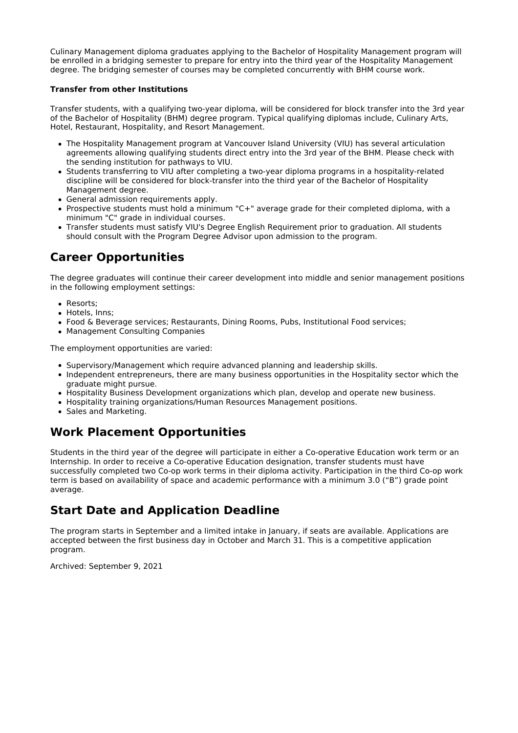Culinary Management diploma graduates applying to the Bachelor of Hospitality Management program will be enrolled in a bridging semester to prepare for entry into the third year of the Hospitality Management degree. The bridging semester of courses may be completed concurrently with BHM course work.

**Transfer from other Institutions**

Transfer students, with a qualifying two-year diploma, will be considered for block transfer into the 3rd year of the Bachelor of Hospitality (BHM) degree program. Typical qualifying diplomas include, Culinary Arts, Hotel, Restaurant, Hospitality, and Resort Management.

- The Hospitality Management program at Vancouver Island University (VIU) has several articulation agreements allowing qualifying students direct entry into the 3rd year of the BHM. Please check with the sending institution for pathways to VIU.
- Students transferring to VIU after completing a two-year diploma programs in a hospitality-related discipline will be considered for block-transfer into the third year of the Bachelor of Hospitality Management degree.
- General admission requirements apply.
- Prospective students must hold a minimum "C+" average grade for their completed diploma, with a minimum "C" grade in individual courses.
- Transfer students must satisfy VIU's Degree English Requirement prior to graduation. All students should consult with the Program Degree Advisor upon admission to the program.

## Career Opportunities

The degree graduates will continue their career development into middle and senior management positions in the following employment settings:

- Resorts;
- Hotels, Inns;
- Food & Beverage services; Restaurants, Dining Rooms, Pubs, Institutional Food services;
- Management Consulting Companies

The employment opportunities are varied:

- Supervisory/Management which require advanced planning and leadership skills.
- Independent entrepreneurs, there are many business opportunities in the Hospitality sector which the graduate might pursue.
- Hospitality Business Development organizations which plan, develop and operate new business.
- Hospitality training organizations/Human Resources Management positions.
- Sales and Marketing.

## Work Placement Opportunities

Students in the third year of the degree will participate in either a Co-operative Education work term or an Internship. In order to receive a Co-operative Education designation, transfer students must have successfully completed two Co-op work terms in their diploma activity. Participation in the third Co-op work term is based on availability of space and academic performance with a minimum 3.0 ("B") grade point average.

## Start Date and Application Deadline

The program starts in September and a limited intake in January, if seats are available. Applications are accepted between the first business day in October and March 31. This is a competitive application program.

Archived: September 9, 2021